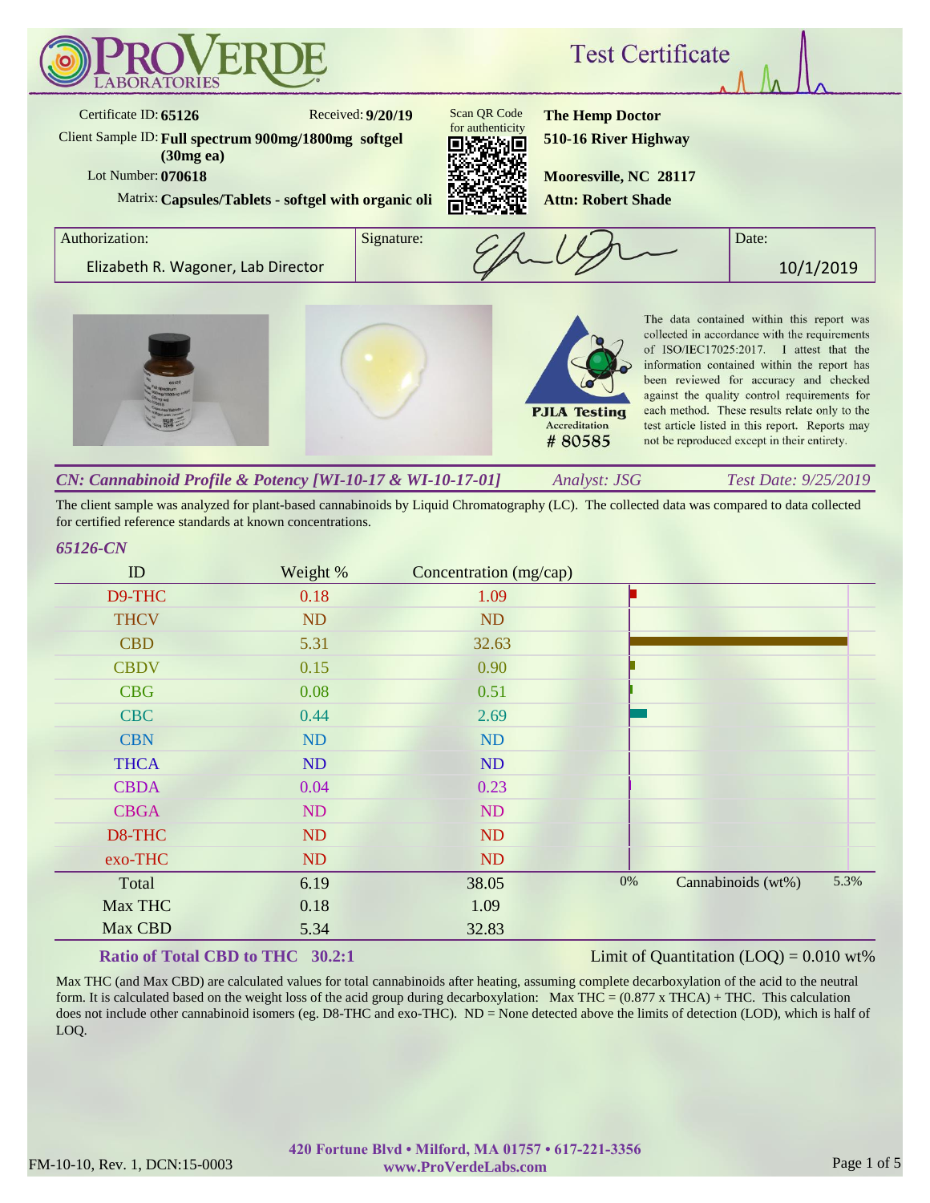# ProVerde Laboratories

## Test Certificate

Certificate ID: **65126** Received: **9/20/19**

Client Sample ID: **Full spectrum 900mg/1800mg softgel (30mg ea)**

Lot Number: **070618**

Matrix: **Capsules/Tablets - softgel with organic oli**

Scan QR Code for authenticity

**The Hemp Doctor**
**510-16 River Highway**
**Mooresville, NC 28117**
**Attn: Robert Shade**

| Authorization: | Signature: | Date: |
|---|---|---|
| Elizabeth R. Wagoner, Lab Director | | 10/1/2019 |

PJLA Testing Accreditation # 80585

The data contained within this report was collected in accordance with the requirements of ISO/IEC17025:2017. I attest that the information contained within the report has been reviewed for accuracy and checked against the quality control requirements for each method. These results relate only to the test article listed in this report. Reports may not be reproduced except in their entirety.

### *CN: Cannabinoid Profile & Potency [WI-10-17 & WI-10-17-01]* — *Analyst: JSG* — *Test Date: 9/25/2019*

The client sample was analyzed for plant-based cannabinoids by Liquid Chromatography (LC). The collected data was compared to data collected for certified reference standards at known concentrations.

*65126-CN*

| ID | Weight % | Concentration (mg/cap) |
|---|---|---|
| D9-THC | 0.18 | 1.09 |
| THCV | ND | ND |
| CBD | 5.31 | 32.63 |
| CBDV | 0.15 | 0.90 |
| CBG | 0.08 | 0.51 |
| CBC | 0.44 | 2.69 |
| CBN | ND | ND |
| THCA | ND | ND |
| CBDA | 0.04 | 0.23 |
| CBGA | ND | ND |
| D8-THC | ND | ND |
| exo-THC | ND | ND |
| Total | 6.19 | 38.05 |
| Max THC | 0.18 | 1.09 |
| Max CBD | 5.34 | 32.83 |

Cannabinoids (wt%): 0% – 5.3%

**Ratio of Total CBD to THC 30.2:1**

Limit of Quantitation (LOQ) = 0.010 wt%

Max THC (and Max CBD) are calculated values for total cannabinoids after heating, assuming complete decarboxylation of the acid to the neutral form. It is calculated based on the weight loss of the acid group during decarboxylation: Max THC = (0.877 x THCA) + THC. This calculation does not include other cannabinoid isomers (eg. D8-THC and exo-THC). ND = None detected above the limits of detection (LOD), which is half of LOQ.

FM-10-10, Rev. 1, DCN:15-0003

420 Fortune Blvd • Milford, MA 01757 • 617-221-3356
www.ProVerdeLabs.com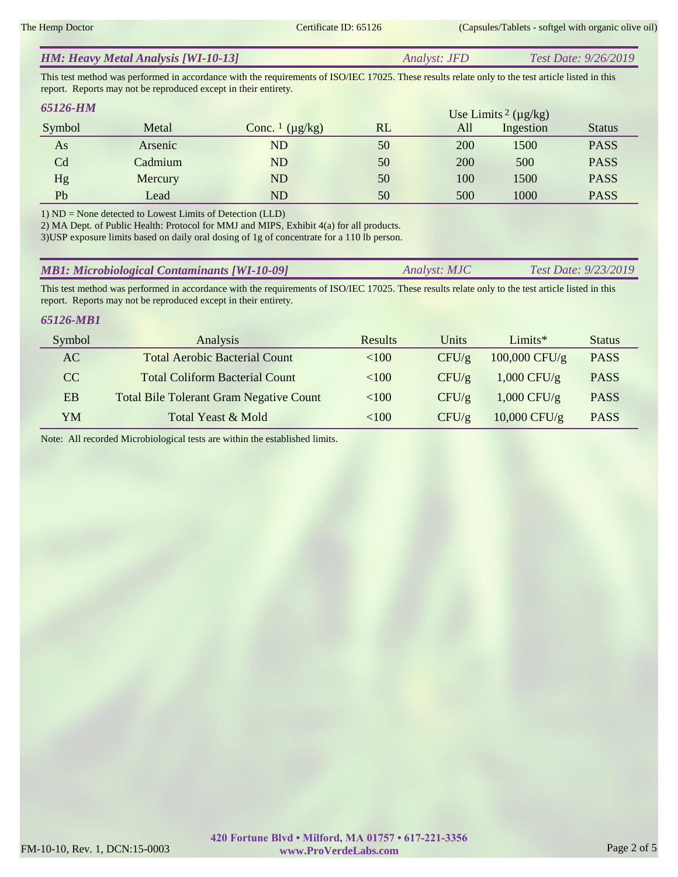## *HM: Heavy Metal Analysis [WI-10-13]* — *Analyst: JFD* — *Test Date: 9/26/2019*

This test method was performed in accordance with the requirements of ISO/IEC 17025. These results relate only to the test article listed in this report. Reports may not be reproduced except in their entirety.

### *65126-HM*

| Symbol | Metal | Conc. [1] (µg/kg) | RL | Use Limits [2] (µg/kg) All | Use Limits [2] (µg/kg) Ingestion | Status |
|---|---|---|---|---|---|---|
| As | Arsenic | ND | 50 | 200 | 1500 | PASS |
| Cd | Cadmium | ND | 50 | 200 | 500 | PASS |
| Hg | Mercury | ND | 50 | 100 | 1500 | PASS |
| Pb | Lead | ND | 50 | 500 | 1000 | PASS |

1) ND = None detected to Lowest Limits of Detection (LLD)
2) MA Dept. of Public Health: Protocol for MMJ and MIPS, Exhibit 4(a) for all products.
3)USP exposure limits based on daily oral dosing of 1g of concentrate for a 110 lb person.

## *MB1: Microbiological Contaminants [WI-10-09]* — *Analyst: MJC* — *Test Date: 9/23/2019*

This test method was performed in accordance with the requirements of ISO/IEC 17025. These results relate only to the test article listed in this report. Reports may not be reproduced except in their entirety.

### *65126-MB1*

| Symbol | Analysis | Results | Units | Limits* | Status |
|---|---|---|---|---|---|
| AC | Total Aerobic Bacterial Count | <100 | CFU/g | 100,000 CFU/g | PASS |
| CC | Total Coliform Bacterial Count | <100 | CFU/g | 1,000 CFU/g | PASS |
| EB | Total Bile Tolerant Gram Negative Count | <100 | CFU/g | 1,000 CFU/g | PASS |
| YM | Total Yeast & Mold | <100 | CFU/g | 10,000 CFU/g | PASS |

Note: All recorded Microbiological tests are within the established limits.

FM-10-10, Rev. 1, DCN:15-0003

**420 Fortune Blvd • Milford, MA 01757 • 617-221-3356**
**www.ProVerdeLabs.com**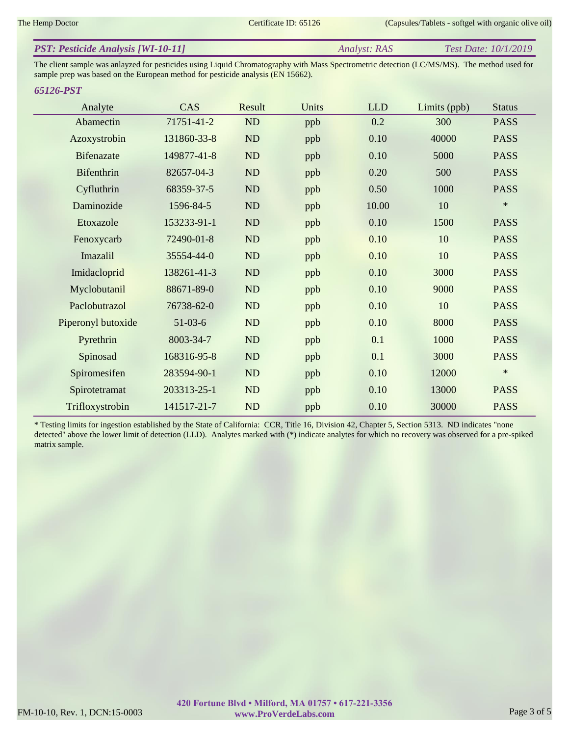## PST: Pesticide Analysis [WI-10-11]

*Analyst: RAS* *Test Date: 10/1/2019*

The client sample was anlayzed for pesticides using Liquid Chromatography with Mass Spectrometric detection (LC/MS/MS). The method used for sample prep was based on the European method for pesticide analysis (EN 15662).

### 65126-PST

| Analyte | CAS | Result | Units | LLD | Limits (ppb) | Status |
|---|---|---|---|---|---|---|
| Abamectin | 71751-41-2 | ND | ppb | 0.2 | 300 | PASS |
| Azoxystrobin | 131860-33-8 | ND | ppb | 0.10 | 40000 | PASS |
| Bifenazate | 149877-41-8 | ND | ppb | 0.10 | 5000 | PASS |
| Bifenthrin | 82657-04-3 | ND | ppb | 0.20 | 500 | PASS |
| Cyfluthrin | 68359-37-5 | ND | ppb | 0.50 | 1000 | PASS |
| Daminozide | 1596-84-5 | ND | ppb | 10.00 | 10 | * |
| Etoxazole | 153233-91-1 | ND | ppb | 0.10 | 1500 | PASS |
| Fenoxycarb | 72490-01-8 | ND | ppb | 0.10 | 10 | PASS |
| Imazalil | 35554-44-0 | ND | ppb | 0.10 | 10 | PASS |
| Imidacloprid | 138261-41-3 | ND | ppb | 0.10 | 3000 | PASS |
| Myclobutanil | 88671-89-0 | ND | ppb | 0.10 | 9000 | PASS |
| Paclobutrazol | 76738-62-0 | ND | ppb | 0.10 | 10 | PASS |
| Piperonyl butoxide | 51-03-6 | ND | ppb | 0.10 | 8000 | PASS |
| Pyrethrin | 8003-34-7 | ND | ppb | 0.1 | 1000 | PASS |
| Spinosad | 168316-95-8 | ND | ppb | 0.1 | 3000 | PASS |
| Spiromesifen | 283594-90-1 | ND | ppb | 0.10 | 12000 | * |
| Spirotetramat | 203313-25-1 | ND | ppb | 0.10 | 13000 | PASS |
| Trifloxystrobin | 141517-21-7 | ND | ppb | 0.10 | 30000 | PASS |

* Testing limits for ingestion established by the State of California: CCR, Title 16, Division 42, Chapter 5, Section 5313. ND indicates "none detected" above the lower limit of detection (LLD). Analytes marked with (*) indicate analytes for which no recovery was observed for a pre-spiked matrix sample.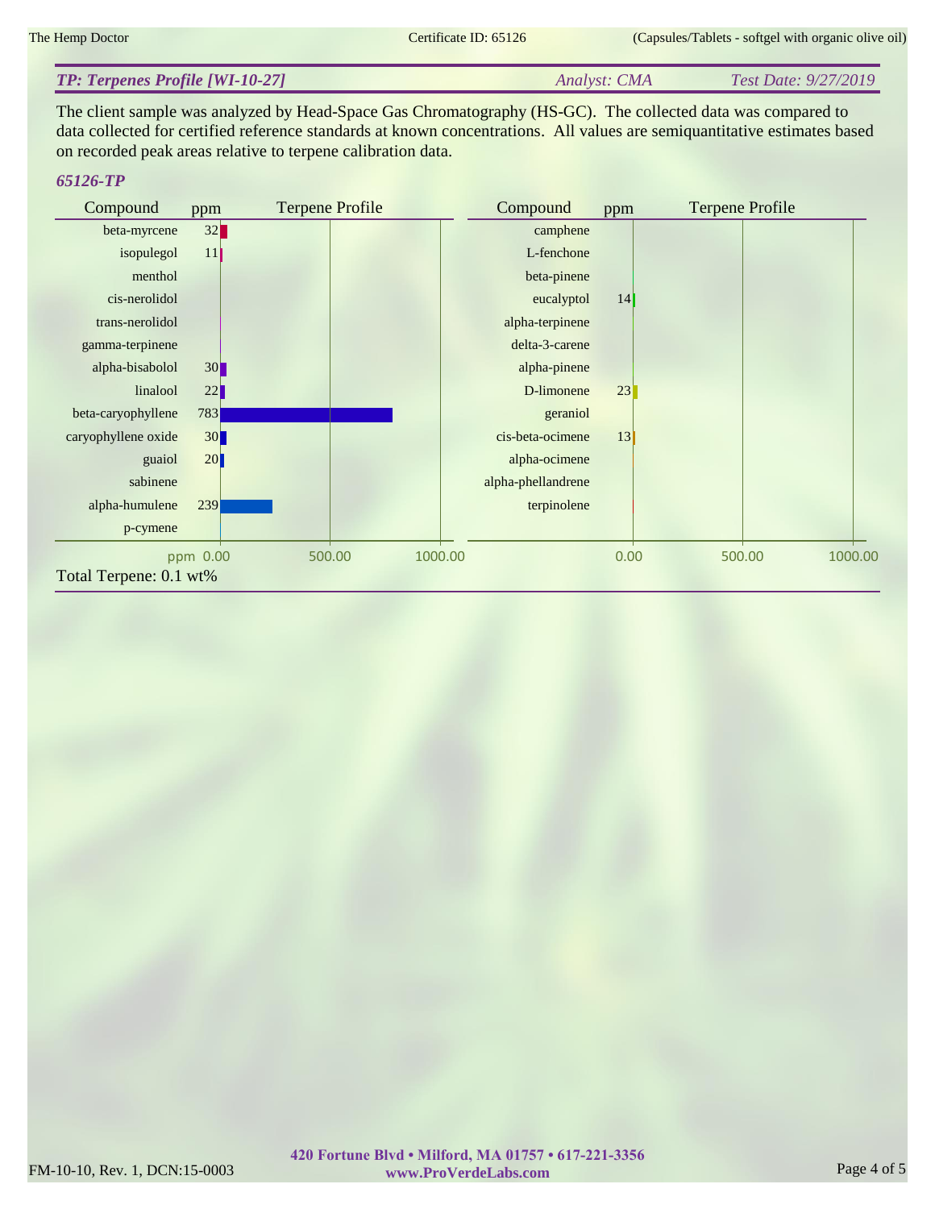## TP: Terpenes Profile [WI-10-27]

*Analyst: CMA* *Test Date: 9/27/2019*

The client sample was analyzed by Head-Space Gas Chromatography (HS-GC). The collected data was compared to data collected for certified reference standards at known concentrations. All values are semiquantitative estimates based on recorded peak areas relative to terpene calibration data.

### 65126-TP

| Compound | ppm |
|---|---|
| beta-myrcene | 32 |
| isopulegol | 11 |
| menthol | |
| cis-nerolidol | |
| trans-nerolidol | |
| gamma-terpinene | |
| alpha-bisabolol | 30 |
| linalool | 22 |
| beta-caryophyllene | 783 |
| caryophyllene oxide | 30 |
| guaiol | 20 |
| sabinene | |
| alpha-humulene | 239 |
| p-cymene | |
| camphene | |
| L-fenchone | |
| beta-pinene | |
| eucalyptol | 14 |
| alpha-terpinene | |
| delta-3-carene | |
| alpha-pinene | |
| D-limonene | 23 |
| geraniol | |
| cis-beta-ocimene | 13 |
| alpha-ocimene | |
| alpha-phellandrene | |
| terpinolene | |

Total Terpene: 0.1 wt%

420 Fortune Blvd • Milford, MA 01757 • 617-221-3356
www.ProVerdeLabs.com

FM-10-10, Rev. 1, DCN:15-0003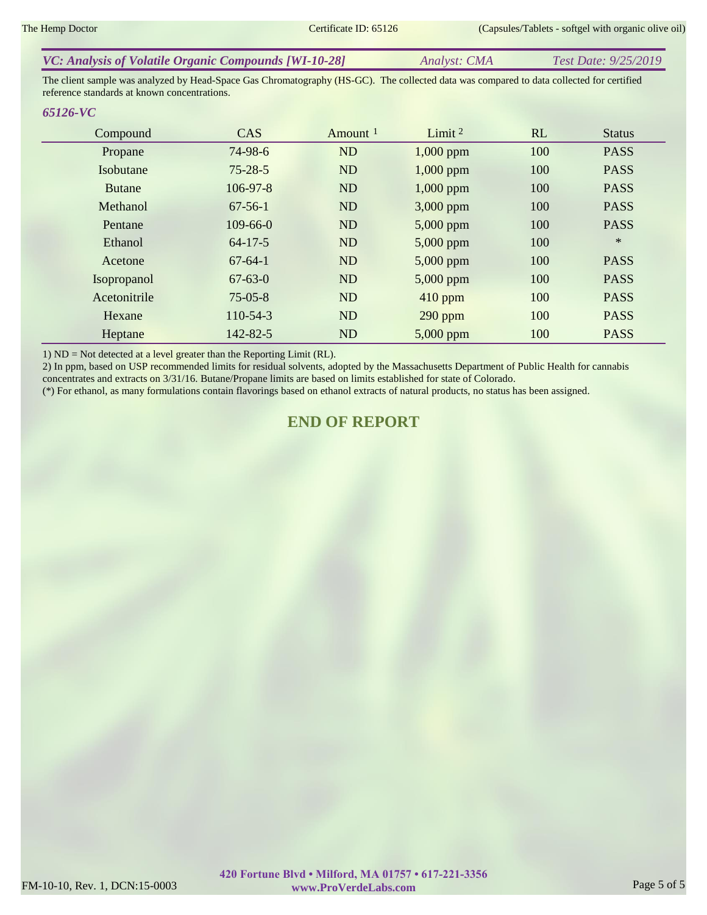## VC: Analysis of Volatile Organic Compounds [WI-10-28]

*Analyst: CMA* *Test Date: 9/25/2019*

The client sample was analyzed by Head-Space Gas Chromatography (HS-GC). The collected data was compared to data collected for certified reference standards at known concentrations.

### 65126-VC

| Compound | CAS | Amount [1] | Limit [2] | RL | Status |
|---|---|---|---|---|---|
| Propane | 74-98-6 | ND | 1,000 ppm | 100 | PASS |
| Isobutane | 75-28-5 | ND | 1,000 ppm | 100 | PASS |
| Butane | 106-97-8 | ND | 1,000 ppm | 100 | PASS |
| Methanol | 67-56-1 | ND | 3,000 ppm | 100 | PASS |
| Pentane | 109-66-0 | ND | 5,000 ppm | 100 | PASS |
| Ethanol | 64-17-5 | ND | 5,000 ppm | 100 | * |
| Acetone | 67-64-1 | ND | 5,000 ppm | 100 | PASS |
| Isopropanol | 67-63-0 | ND | 5,000 ppm | 100 | PASS |
| Acetonitrile | 75-05-8 | ND | 410 ppm | 100 | PASS |
| Hexane | 110-54-3 | ND | 290 ppm | 100 | PASS |
| Heptane | 142-82-5 | ND | 5,000 ppm | 100 | PASS |

1) ND = Not detected at a level greater than the Reporting Limit (RL).
2) In ppm, based on USP recommended limits for residual solvents, adopted by the Massachusetts Department of Public Health for cannabis concentrates and extracts on 3/31/16. Butane/Propane limits are based on limits established for state of Colorado.
(*) For ethanol, as many formulations contain flavorings based on ethanol extracts of natural products, no status has been assigned.

## END OF REPORT